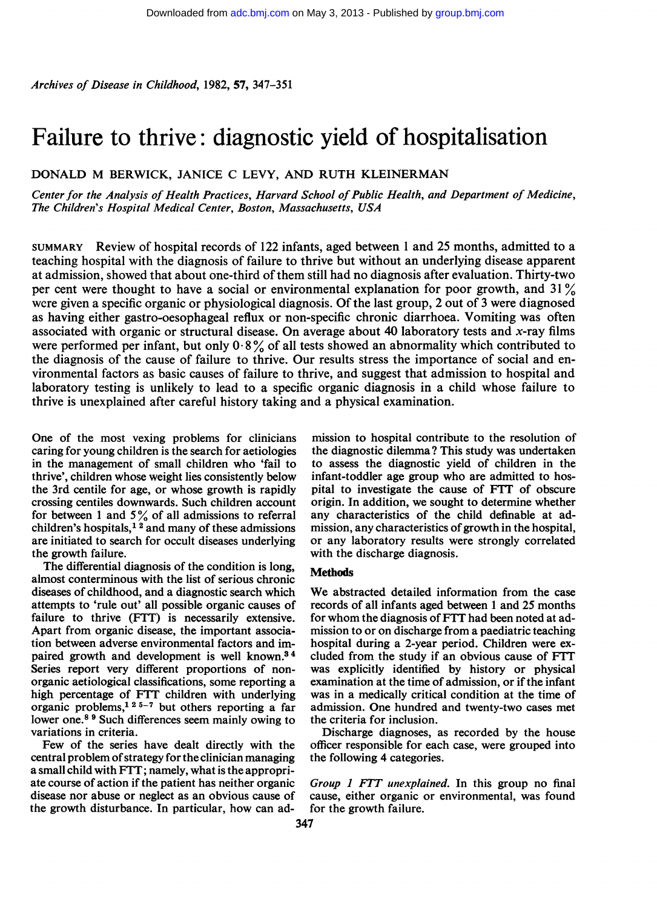# Failure to thrive: diagnostic yield of hospitalisation

DONALD M BERWICK, JANICE C LEVY, AND RUTH KLEINERMAN

*Center for the Analysis of Health Practices, Harvard School of Public Health, and Department of Medicine, The Children's Hospital Medical Center, Boston, Massachusetts, USA*

SUMMARY Review of hospital records of 122 infants, aged between 1 and 25 months, admitted to a teaching hospital with the diagnosis of failure to thrive but without an underlying disease apparent at admission, showed that about one-third of them still had no diagnosis after evaluation. Thirty-two per cent were thought to have a social or environmental explanation for poor growth, and 31% were given a specific organic or physiological diagnosis. Of the last group, 2 out of 3 were diagnosed as having either gastro-oesophageal reflux or non-specific chronic diarrhoea. Vomiting was often associated with organic or structural disease. On average about 40 laboratory tests and *x*-ray films were performed per infant, but only 0·8% of all tests showed an abnormality which contributed to the diagnosis of the cause of failure to thrive. Our results stress the importance of social and environmental factors as basic causes of failure to thrive, and suggest that admission to hospital and laboratory testing is unlikely to lead to a specific organic diagnosis in a child whose failure to thrive is unexplained after careful history taking and a physical examination.

One of the most vexing problems for clinicians caring for young children is the search for aetiologies in the management of small children who 'fail to thrive', children whose weight lies consistently below the 3rd centile for age, or whose growth is rapidly crossing centiles downwards. Such children account for between 1 and 5% of all admissions to referral children's hospitals,[1 2] and many of these admissions are initiated to search for occult diseases underlying the growth failure.

The differential diagnosis of the condition is long, almost conterminous with the list of serious chronic diseases of childhood, and a diagnostic search which attempts to 'rule out' all possible organic causes of failure to thrive (FTT) is necessarily extensive. Apart from organic disease, the important association between adverse environmental factors and impaired growth and development is well known.[3 4] Series report very different proportions of non-organic aetiological classifications, some reporting a high percentage of FTT children with underlying organic problems,[1 2 5–7] but others reporting a far lower one.[8 9] Such differences seem mainly owing to variations in criteria.

Few of the series have dealt directly with the central problem of strategy for the clinician managing a small child with FTT; namely, what is the appropriate course of action if the patient has neither organic disease nor abuse or neglect as an obvious cause of the growth disturbance. In particular, how can admission to hospital contribute to the resolution of the diagnostic dilemma? This study was undertaken to assess the diagnostic yield of children in the infant-toddler age group who are admitted to hospital to investigate the cause of FTT of obscure origin. In addition, we sought to determine whether any characteristics of the child definable at admission, any characteristics of growth in the hospital, or any laboratory results were strongly correlated with the discharge diagnosis.

## Methods

We abstracted detailed information from the case records of all infants aged between 1 and 25 months for whom the diagnosis of FTT had been noted at admission to or on discharge from a paediatric teaching hospital during a 2-year period. Children were excluded from the study if an obvious cause of FTT was explicitly identified by history or physical examination at the time of admission, or if the infant was in a medically critical condition at the time of admission. One hundred and twenty-two cases met the criteria for inclusion.

Discharge diagnoses, as recorded by the house officer responsible for each case, were grouped into the following 4 categories.

*Group 1 FTT unexplained.* In this group no final cause, either organic or environmental, was found for the growth failure.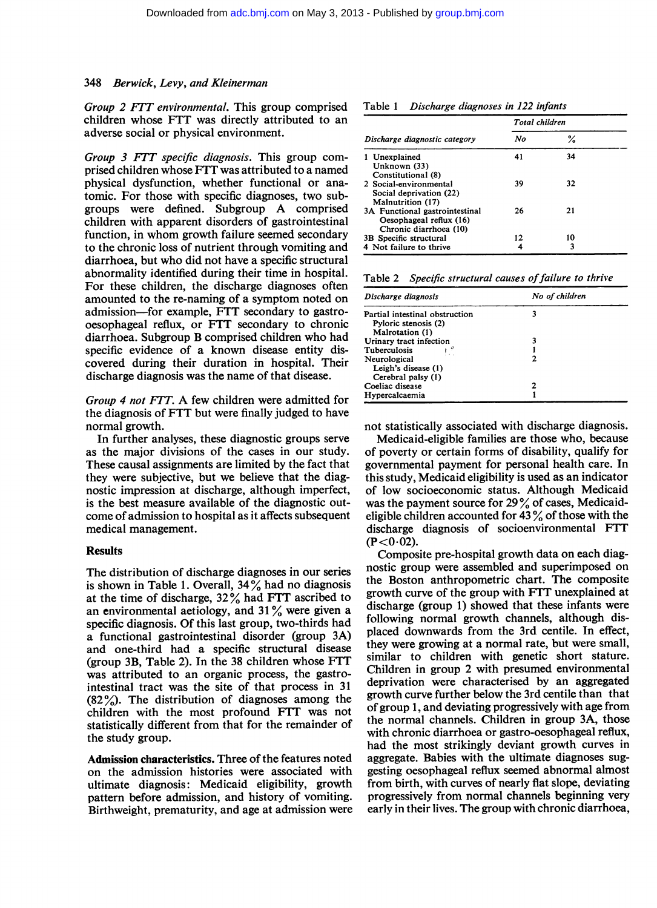*Group 2 FTT environmental.* This group comprised children whose FTT was directly attributed to an adverse social or physical environment.

*Group 3 FTT specific diagnosis.* This group comprised children whose FTT was attributed to a named physical dysfunction, whether functional or anatomic. For those with specific diagnoses, two subgroups were defined. Subgroup A comprised children with apparent disorders of gastrointestinal function, in whom growth failure seemed secondary to the chronic loss of nutrient through vomiting and diarrhoea, but who did not have a specific structural abnormality identified during their time in hospital. For these children, the discharge diagnoses often amounted to the re-naming of a symptom noted on admission—for example, FTT secondary to gastro-oesophageal reflux, or FTT secondary to chronic diarrhoea. Subgroup B comprised children who had specific evidence of a known disease entity discovered during their duration in hospital. Their discharge diagnosis was the name of that disease.

*Group 4 not FTT.* A few children were admitted for the diagnosis of FTT but were finally judged to have normal growth.

In further analyses, these diagnostic groups serve as the major divisions of the cases in our study. These causal assignments are limited by the fact that they were subjective, but we believe that the diagnostic impression at discharge, although imperfect, is the best measure available of the diagnostic outcome of admission to hospital as it affects subsequent medical management.

## Results

The distribution of discharge diagnoses in our series is shown in Table 1. Overall, 34% had no diagnosis at the time of discharge, 32% had FTT ascribed to an environmental aetiology, and 31% were given a specific diagnosis. Of this last group, two-thirds had a functional gastrointestinal disorder (group 3A) and one-third had a specific structural disease (group 3B, Table 2). In the 38 children whose FTT was attributed to an organic process, the gastrointestinal tract was the site of that process in 31 (82%). The distribution of diagnoses among the children with the most profound FTT was not statistically different from that for the remainder of the study group.

Table 1 *Discharge diagnoses in 122 infants*

| Discharge diagnostic category | Total children | |
|---|---|---|
| | No | % |
| 1 Unexplained<br>Unknown (33)<br>Constitutional (8) | 41 | 34 |
| 2 Social-environmental<br>Social deprivation (22)<br>Malnutrition (17) | 39 | 32 |
| 3A Functional gastrointestinal<br>Oesophageal reflux (16)<br>Chronic diarrhoea (10) | 26 | 21 |
| 3B Specific structural | 12 | 10 |
| 4 Not failure to thrive | 4 | 3 |

Table 2 *Specific structural causes of failure to thrive*

| Discharge diagnosis | No of children |
|---|---|
| Partial intestinal obstruction<br>Pyloric stenosis (2)<br>Malrotation (1) | 3 |
| Urinary tract infection | 3 |
| Tuberculosis | 1 |
| Neurological<br>Leigh's disease (1)<br>Cerebral palsy (1) | 2 |
| Coeliac disease | 2 |
| Hypercalcaemia | 1 |

**Admission characteristics.** Three of the features noted on the admission histories were associated with ultimate diagnosis: Medicaid eligibility, growth pattern before admission, and history of vomiting. Birthweight, prematurity, and age at admission were not statistically associated with discharge diagnosis.

Medicaid-eligible families are those who, because of poverty or certain forms of disability, qualify for governmental payment for personal health care. In this study, Medicaid eligibility is used as an indicator of low socioeconomic status. Although Medicaid was the payment source for 29% of cases, Medicaid-eligible children accounted for 43% of those with the discharge diagnosis of socioenvironmental FTT ($P<0.02$).

Composite pre-hospital growth data on each diagnostic group were assembled and superimposed on the Boston anthropometric chart. The composite growth curve of the group with FTT unexplained at discharge (group 1) showed that these infants were following normal growth channels, although displaced downwards from the 3rd centile. In effect, they were growing at a normal rate, but were small, similar to children with genetic short stature. Children in group 2 with presumed environmental deprivation were characterised by an aggregated growth curve further below the 3rd centile than that of group 1, and deviating progressively with age from the normal channels. Children in group 3A, those with chronic diarrhoea or gastro-oesophageal reflux, had the most strikingly deviant growth curves in aggregate. Babies with the ultimate diagnoses suggesting oesophageal reflux seemed abnormal almost from birth, with curves of nearly flat slope, deviating progressively from normal channels beginning very early in their lives. The group with chronic diarrhoea,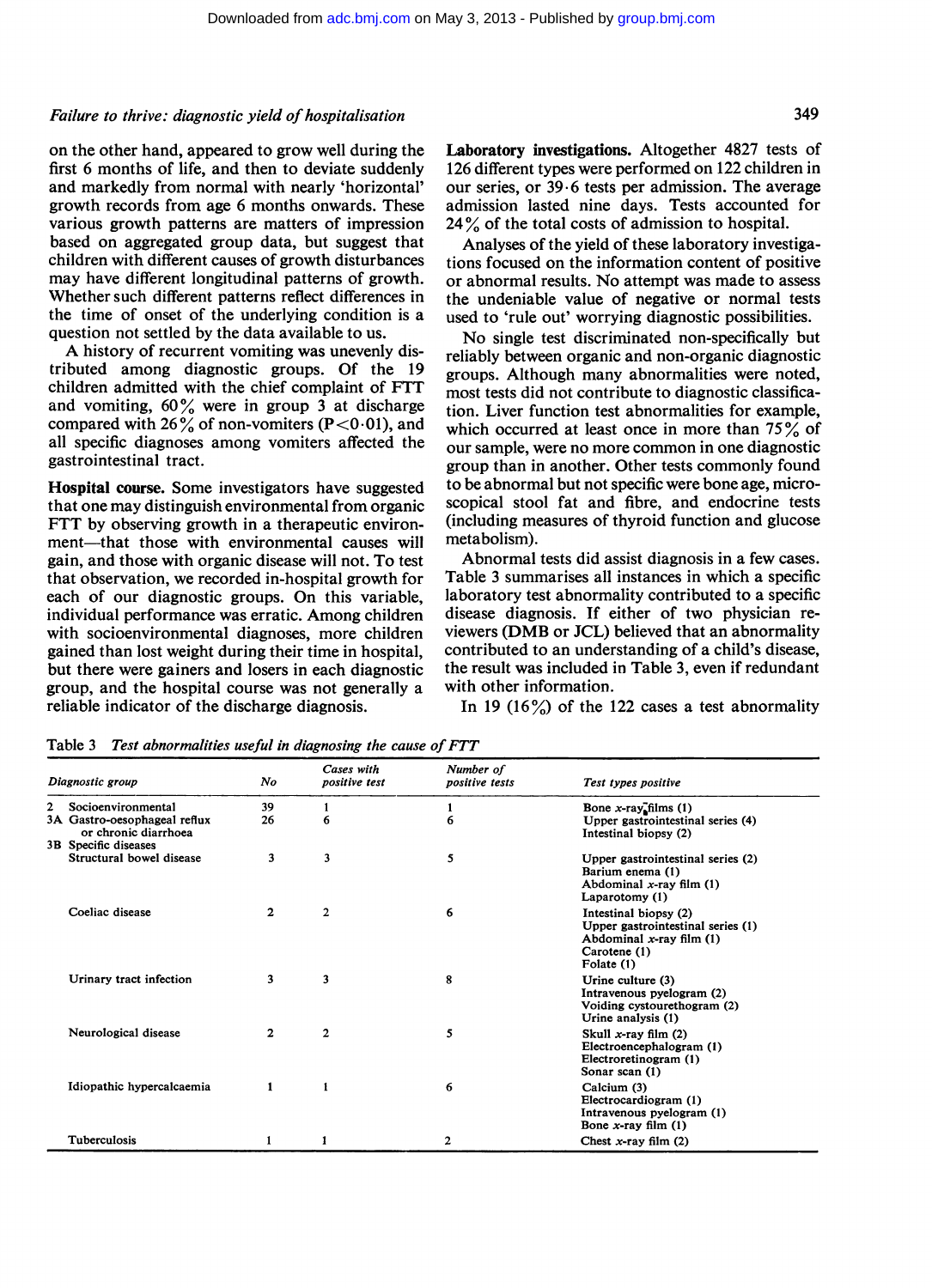on the other hand, appeared to grow well during the first 6 months of life, and then to deviate suddenly and markedly from normal with nearly 'horizontal' growth records from age 6 months onwards. These various growth patterns are matters of impression based on aggregated group data, but suggest that children with different causes of growth disturbances may have different longitudinal patterns of growth. Whether such different patterns reflect differences in the time of onset of the underlying condition is a question not settled by the data available to us.

A history of recurrent vomiting was unevenly distributed among diagnostic groups. Of the 19 children admitted with the chief complaint of FTT and vomiting, 60% were in group 3 at discharge compared with 26% of non-vomiters ($P<0.01$), and all specific diagnoses among vomiters affected the gastrointestinal tract.

**Hospital course.** Some investigators have suggested that one may distinguish environmental from organic FTT by observing growth in a therapeutic environment—that those with environmental causes will gain, and those with organic disease will not. To test that observation, we recorded in-hospital growth for each of our diagnostic groups. On this variable, individual performance was erratic. Among children with socioenvironmental diagnoses, more children gained than lost weight during their time in hospital, but there were gainers and losers in each diagnostic group, and the hospital course was not generally a reliable indicator of the discharge diagnosis.

**Laboratory investigations.** Altogether 4827 tests of 126 different types were performed on 122 children in our series, or 39·6 tests per admission. The average admission lasted nine days. Tests accounted for 24% of the total costs of admission to hospital.

Analyses of the yield of these laboratory investigations focused on the information content of positive or abnormal results. No attempt was made to assess the undeniable value of negative or normal tests used to 'rule out' worrying diagnostic possibilities.

No single test discriminated non-specifically but reliably between organic and non-organic diagnostic groups. Although many abnormalities were noted, most tests did not contribute to diagnostic classification. Liver function test abnormalities for example, which occurred at least once in more than 75% of our sample, were no more common in one diagnostic group than in another. Other tests commonly found to be abnormal but not specific were bone age, microscopical stool fat and fibre, and endocrine tests (including measures of thyroid function and glucose metabolism).

Abnormal tests did assist diagnosis in a few cases. Table 3 summarises all instances in which a specific laboratory test abnormality contributed to a specific disease diagnosis. If either of two physician reviewers (DMB or JCL) believed that an abnormality contributed to an understanding of a child's disease, the result was included in Table 3, even if redundant with other information.

In 19 (16%) of the 122 cases a test abnormality

Table 3 *Test abnormalities useful in diagnosing the cause of FTT*

| Diagnostic group | No | Cases with positive test | Number of positive tests | Test types positive |
|---|---|---|---|---|
| 2 Socioenvironmental | 39 | 1 | 1 | Bone x-ray films (1) |
| 3A Gastro-oesophageal reflux or chronic diarrhoea | 26 | 6 | 6 | Upper gastrointestinal series (4)<br>Intestinal biopsy (2) |
| 3B Specific diseases | | | | |
| Structural bowel disease | 3 | 3 | 5 | Upper gastrointestinal series (2)<br>Barium enema (1)<br>Abdominal x-ray film (1)<br>Laparotomy (1) |
| Coeliac disease | 2 | 2 | 6 | Intestinal biopsy (2)<br>Upper gastrointestinal series (1)<br>Abdominal x-ray film (1)<br>Carotene (1)<br>Folate (1) |
| Urinary tract infection | 3 | 3 | 8 | Urine culture (3)<br>Intravenous pyelogram (2)<br>Voiding cystourethogram (2)<br>Urine analysis (1) |
| Neurological disease | 2 | 2 | 5 | Skull x-ray film (2)<br>Electroencephalogram (1)<br>Electroretinogram (1)<br>Sonar scan (1) |
| Idiopathic hypercalcaemia | 1 | 1 | 6 | Calcium (3)<br>Electrocardiogram (1)<br>Intravenous pyelogram (1)<br>Bone x-ray film (1) |
| Tuberculosis | 1 | 1 | 2 | Chest x-ray film (2) |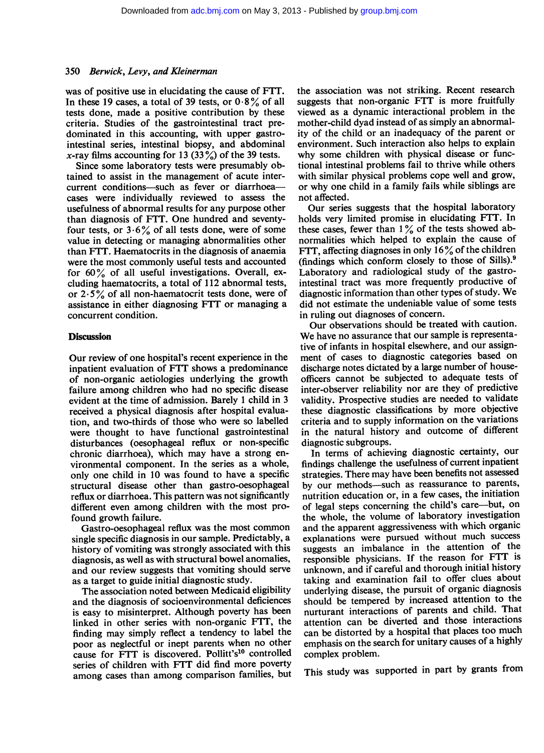was of positive use in elucidating the cause of FTT. In these 19 cases, a total of 39 tests, or 0·8% of all tests done, made a positive contribution by these criteria. Studies of the gastrointestinal tract predominated in this accounting, with upper gastrointestinal series, intestinal biopsy, and abdominal *x*-ray films accounting for 13 (33%) of the 39 tests.

Since some laboratory tests were presumably obtained to assist in the management of acute intercurrent conditions—such as fever or diarrhoea—cases were individually reviewed to assess the usefulness of abnormal results for any purpose other than diagnosis of FTT. One hundred and seventy-four tests, or 3·6% of all tests done, were of some value in detecting or managing abnormalities other than FTT. Haematocrits in the diagnosis of anaemia were the most commonly useful tests and accounted for 60% of all useful investigations. Overall, excluding haematocrits, a total of 112 abnormal tests, or 2·5% of all non-haematocrit tests done, were of assistance in either diagnosing FTT or managing a concurrent condition.

## Discussion

Our review of one hospital's recent experience in the inpatient evaluation of FTT shows a predominance of non-organic aetiologies underlying the growth failure among children who had no specific disease evident at the time of admission. Barely 1 child in 3 received a physical diagnosis after hospital evaluation, and two-thirds of those who were so labelled were thought to have functional gastrointestinal disturbances (oesophageal reflux or non-specific chronic diarrhoea), which may have a strong environmental component. In the series as a whole, only one child in 10 was found to have a specific structural disease other than gastro-oesophageal reflux or diarrhoea. This pattern was not significantly different even among children with the most profound growth failure.

Gastro-oesophageal reflux was the most common single specific diagnosis in our sample. Predictably, a history of vomiting was strongly associated with this diagnosis, as well as with structural bowel anomalies, and our review suggests that vomiting should serve as a target to guide initial diagnostic study.

The association noted between Medicaid eligibility and the diagnosis of socioenvironmental deficiences is easy to misinterpret. Although poverty has been linked in other series with non-organic FTT, the finding may simply reflect a tendency to label the poor as neglectful or inept parents when no other cause for FTT is discovered. Pollitt's[10] controlled series of children with FTT did find more poverty among cases than among comparison families, but the association was not striking. Recent research suggests that non-organic FTT is more fruitfully viewed as a dynamic interactional problem in the mother-child dyad instead of as simply an abnormality of the child or an inadequacy of the parent or environment. Such interaction also helps to explain why some children with physical disease or functional intestinal problems fail to thrive while others with similar physical problems cope well and grow, or why one child in a family fails while siblings are not affected.

Our series suggests that the hospital laboratory holds very limited promise in elucidating FTT. In these cases, fewer than 1% of the tests showed abnormalities which helped to explain the cause of FTT, affecting diagnoses in only 16% of the children (findings which conform closely to those of Sills).[9] Laboratory and radiological study of the gastrointestinal tract was more frequently productive of diagnostic information than other types of study. We did not estimate the undeniable value of some tests in ruling out diagnoses of concern.

Our observations should be treated with caution. We have no assurance that our sample is representative of infants in hospital elsewhere, and our assignment of cases to diagnostic categories based on discharge notes dictated by a large number of house-officers cannot be subjected to adequate tests of inter-observer reliability nor are they of predictive validity. Prospective studies are needed to validate these diagnostic classifications by more objective criteria and to supply information on the variations in the natural history and outcome of different diagnostic subgroups.

In terms of achieving diagnostic certainty, our findings challenge the usefulness of current inpatient strategies. There may have been benefits not assessed by our methods—such as reassurance to parents, nutrition education or, in a few cases, the initiation of legal steps concerning the child's care—but, on the whole, the volume of laboratory investigation and the apparent aggressiveness with which organic explanations were pursued without much success suggests an imbalance in the attention of the responsible physicians. If the reason for FTT is unknown, and if careful and thorough initial history taking and examination fail to offer clues about underlying disease, the pursuit of organic diagnosis should be tempered by increased attention to the nurturant interactions of parents and child. That attention can be diverted and those interactions can be distorted by a hospital that places too much emphasis on the search for unitary causes of a highly complex problem.

This study was supported in part by grants from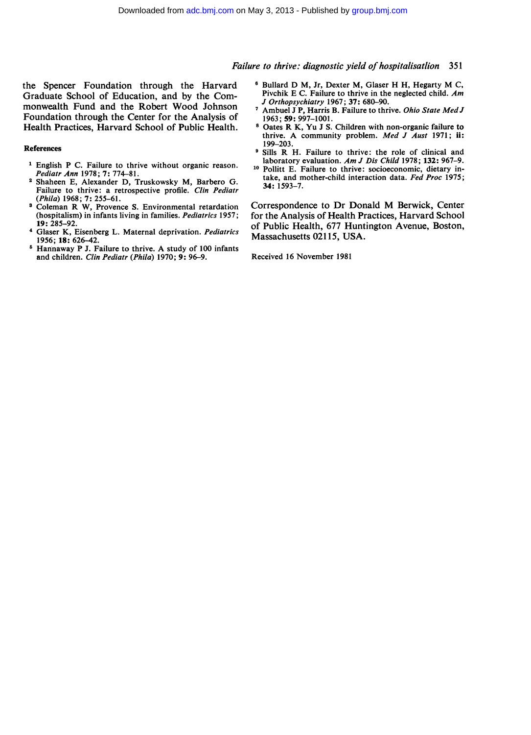the Spencer Foundation through the Harvard Graduate School of Education, and by the Commonwealth Fund and the Robert Wood Johnson Foundation through the Center for the Analysis of Health Practices, Harvard School of Public Health.

#### References

1. English P C. Failure to thrive without organic reason. *Pediatr Ann* 1978; **7**: 774–81.
2. Shaheen E, Alexander D, Truskowsky M, Barbero G. Failure to thrive: a retrospective profile. *Clin Pediatr (Phila)* 1968; **7**: 255–61.
3. Coleman R W, Provence S. Environmental retardation (hospitalism) in infants living in families. *Pediatrics* 1957; **19**: 285–92.
4. Glaser K, Eisenberg L. Maternal deprivation. *Pediatrics* 1956; **18**: 626–42.
5. Hannaway P J. Failure to thrive. A study of 100 infants and children. *Clin Pediatr (Phila)* 1970; **9**: 96–9.
6. Bullard D M, Jr, Dexter M, Glaser H H, Hegarty M C, Pivchik E C. Failure to thrive in the neglected child. *Am J Orthopsychiatry* 1967; **37**: 680–90.
7. Ambuel J P, Harris B. Failure to thrive. *Ohio State Med J* 1963; **59**: 997–1001.
8. Oates R K, Yu J S. Children with non-organic failure to thrive. A community problem. *Med J Aust* 1971; **ii**: 199–203.
9. Sills R H. Failure to thrive: the role of clinical and laboratory evaluation. *Am J Dis Child* 1978; **132**: 967–9.
10. Pollitt E. Failure to thrive: socioeconomic, dietary intake, and mother-child interaction data. *Fed Proc* 1975; **34**: 1593–7.

Correspondence to Dr Donald M Berwick, Center for the Analysis of Health Practices, Harvard School of Public Health, 677 Huntington Avenue, Boston, Massachusetts 02115, USA.

Received 16 November 1981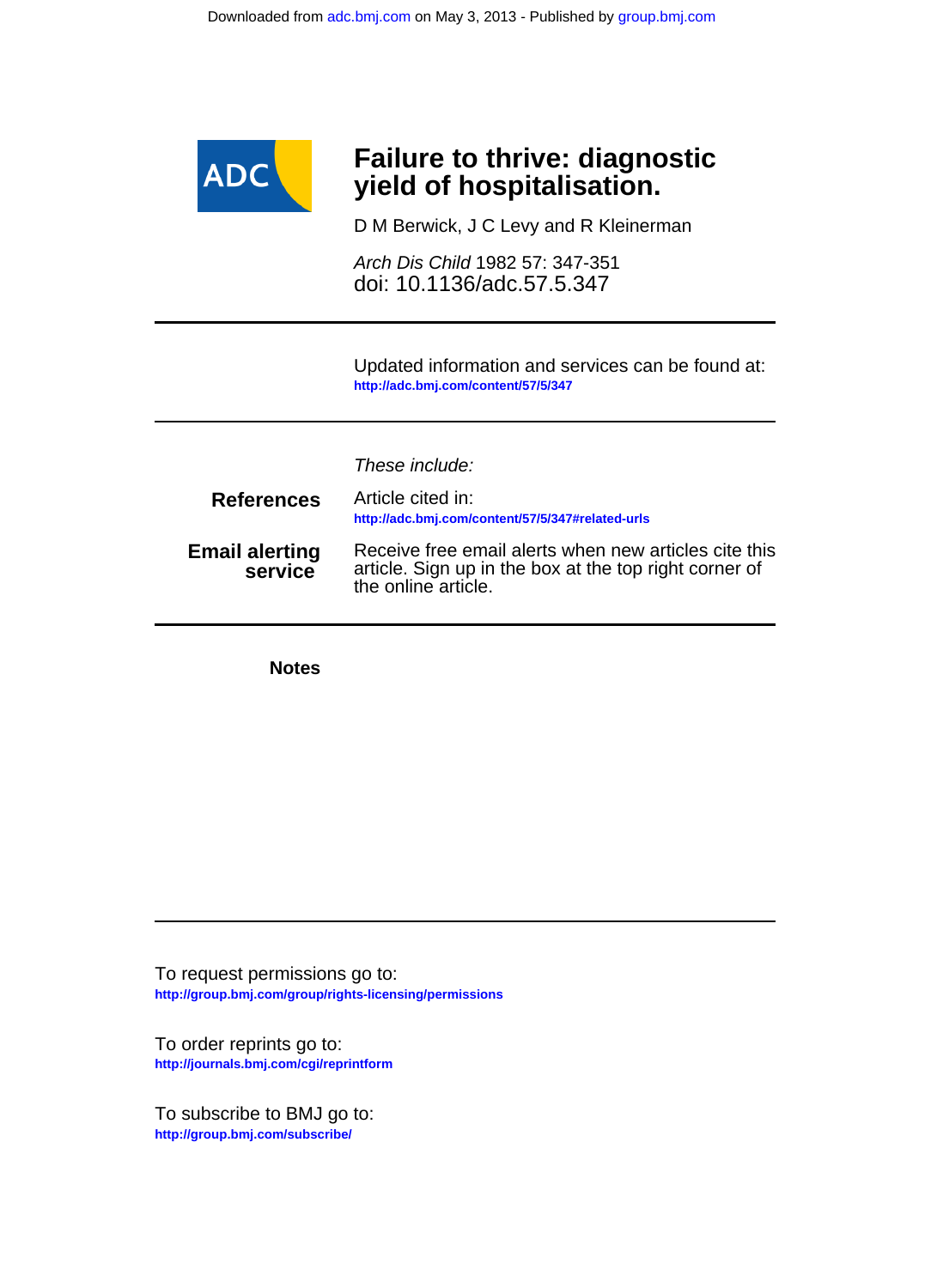Downloaded from adc.bmj.com on May 3, 2013 - Published by group.bmj.com

ADC

# Failure to thrive: diagnostic yield of hospitalisation.

D M Berwick, J C Levy and R Kleinerman

*Arch Dis Child* 1982 57: 347-351
doi: 10.1136/adc.57.5.347

---

Updated information and services can be found at:
**http://adc.bmj.com/content/57/5/347**

---

*These include:*

**References**

Article cited in:
**http://adc.bmj.com/content/57/5/347#related-urls**

**Email alerting service**

Receive free email alerts when new articles cite this article. Sign up in the box at the top right corner of the online article.

---

**Notes**

---

To request permissions go to:
**http://group.bmj.com/group/rights-licensing/permissions**

To order reprints go to:
**http://journals.bmj.com/cgi/reprintform**

To subscribe to BMJ go to:
**http://group.bmj.com/subscribe/**